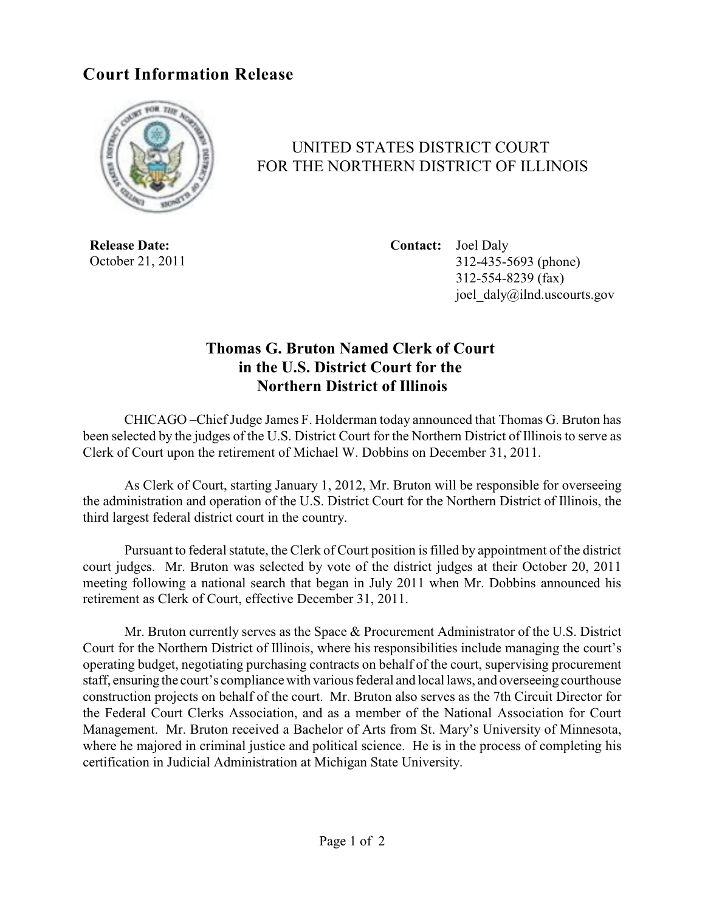# Court Information Release

UNITED STATES DISTRICT COURT
FOR THE NORTHERN DISTRICT OF ILLINOIS

**Release Date:**
October 21, 2011

**Contact:** Joel Daly
312-435-5693 (phone)
312-554-8239 (fax)
joel_daly@ilnd.uscourts.gov

## Thomas G. Bruton Named Clerk of Court in the U.S. District Court for the Northern District of Illinois

CHICAGO –Chief Judge James F. Holderman today announced that Thomas G. Bruton has been selected by the judges of the U.S. District Court for the Northern District of Illinois to serve as Clerk of Court upon the retirement of Michael W. Dobbins on December 31, 2011.

As Clerk of Court, starting January 1, 2012, Mr. Bruton will be responsible for overseeing the administration and operation of the U.S. District Court for the Northern District of Illinois, the third largest federal district court in the country.

Pursuant to federal statute, the Clerk of Court position is filled by appointment of the district court judges. Mr. Bruton was selected by vote of the district judges at their October 20, 2011 meeting following a national search that began in July 2011 when Mr. Dobbins announced his retirement as Clerk of Court, effective December 31, 2011.

Mr. Bruton currently serves as the Space & Procurement Administrator of the U.S. District Court for the Northern District of Illinois, where his responsibilities include managing the court's operating budget, negotiating purchasing contracts on behalf of the court, supervising procurement staff, ensuring the court's compliance with various federal and local laws, and overseeing courthouse construction projects on behalf of the court. Mr. Bruton also serves as the 7th Circuit Director for the Federal Court Clerks Association, and as a member of the National Association for Court Management. Mr. Bruton received a Bachelor of Arts from St. Mary's University of Minnesota, where he majored in criminal justice and political science. He is in the process of completing his certification in Judicial Administration at Michigan State University.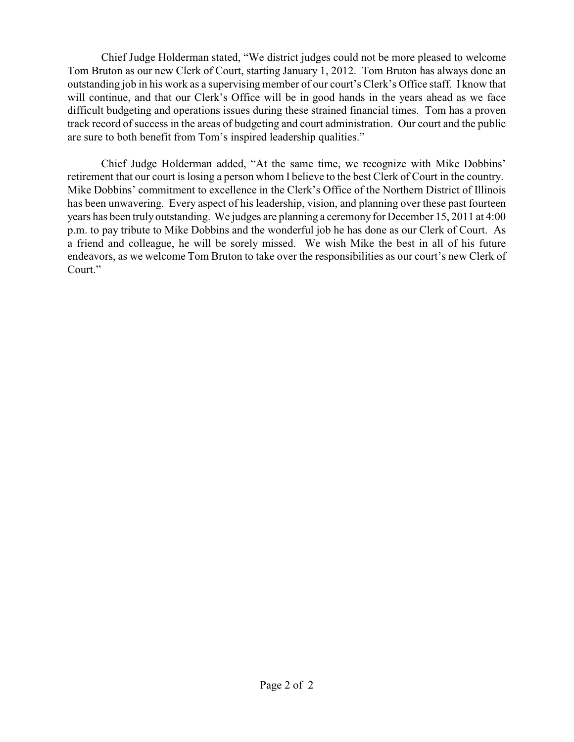Chief Judge Holderman stated, "We district judges could not be more pleased to welcome Tom Bruton as our new Clerk of Court, starting January 1, 2012. Tom Bruton has always done an outstanding job in his work as a supervising member of our court's Clerk's Office staff. I know that will continue, and that our Clerk's Office will be in good hands in the years ahead as we face difficult budgeting and operations issues during these strained financial times. Tom has a proven track record of success in the areas of budgeting and court administration. Our court and the public are sure to both benefit from Tom's inspired leadership qualities."

Chief Judge Holderman added, "At the same time, we recognize with Mike Dobbins' retirement that our court is losing a person whom I believe to the best Clerk of Court in the country. Mike Dobbins' commitment to excellence in the Clerk's Office of the Northern District of Illinois has been unwavering. Every aspect of his leadership, vision, and planning over these past fourteen years has been truly outstanding. We judges are planning a ceremony for December 15, 2011 at 4:00 p.m. to pay tribute to Mike Dobbins and the wonderful job he has done as our Clerk of Court. As a friend and colleague, he will be sorely missed. We wish Mike the best in all of his future endeavors, as we welcome Tom Bruton to take over the responsibilities as our court's new Clerk of Court."